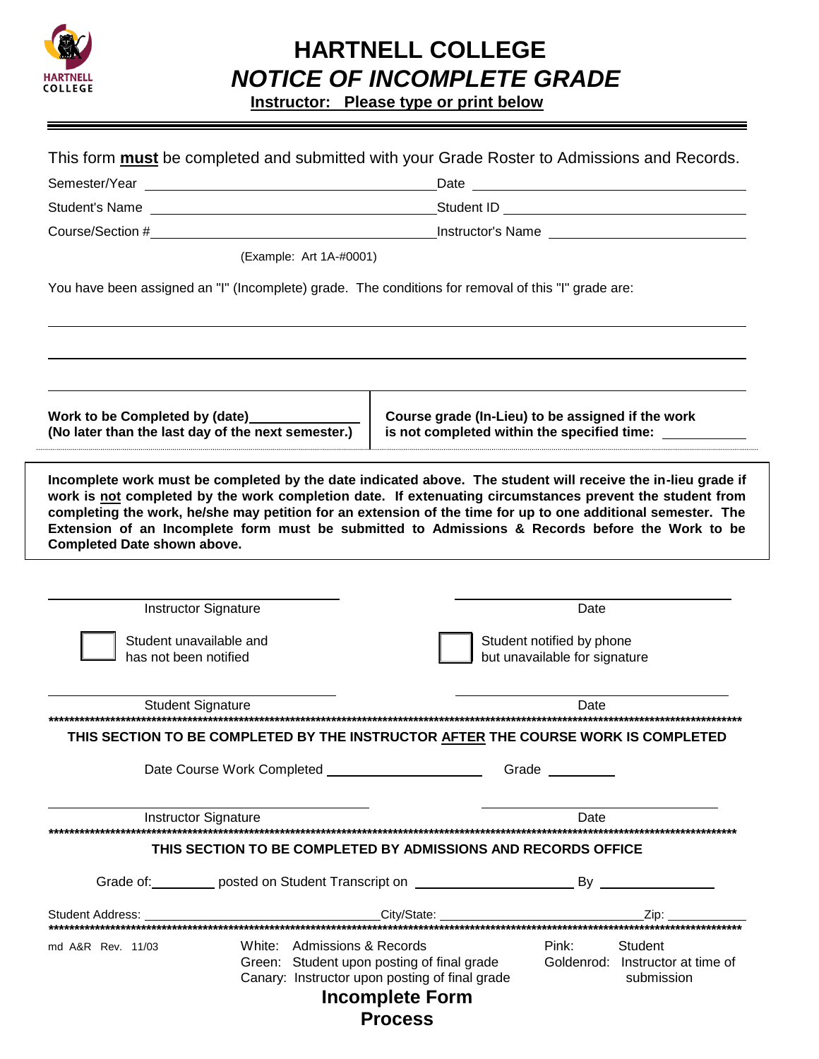# HARTNELL COLLEGE

## *NOTICE OF INCOMPLETE GRADE*

**Instructor: Please type or print below**

This form **must** be completed and submitted with your Grade Roster to Admissions and Records.

Semester/Year ______________________ Date ______________________

Student's Name ______________________ Student ID ______________________

Course/Section # ______________________ Instructor's Name ______________________

(Example: Art 1A-#0001)

You have been assigned an "I" (Incomplete) grade. The conditions for removal of this "I" grade are:

______________________________________________________________________

______________________________________________________________________

______________________________________________________________________

**Work to be Completed by (date)______________**
**(No later than the last day of the next semester.)**

**Course grade (In-Lieu) to be assigned if the work is not completed within the specified time:** __________

**Incomplete work must be completed by the date indicated above. The student will receive the in-lieu grade if work is not completed by the work completion date. If extenuating circumstances prevent the student from completing the work, he/she may petition for an extension of the time for up to one additional semester. The Extension of an Incomplete form must be submitted to Admissions & Records before the Work to be Completed Date shown above.**

______________________ ______________________
Instructor Signature Date

☐ Student unavailable and has not been notified

☐ Student notified by phone but unavailable for signature

______________________ ______________________
Student Signature Date

**********************************************************************************************

**THIS SECTION TO BE COMPLETED BY THE INSTRUCTOR AFTER THE COURSE WORK IS COMPLETED**

Date Course Work Completed ______________________ Grade __________

______________________ ______________________
Instructor Signature Date

**********************************************************************************************

**THIS SECTION TO BE COMPLETED BY ADMISSIONS AND RECORDS OFFICE**

Grade of: _________ posted on Student Transcript on ______________________ By ________________

Student Address: ______________________ City/State: ______________________ Zip: __________

**********************************************************************************************

md A&R Rev. 11/03

White: Admissions & Records
Green: Student upon posting of final grade
Canary: Instructor upon posting of final grade
Pink: Student
Goldenrod: Instructor at time of submission

**Incomplete Form Process**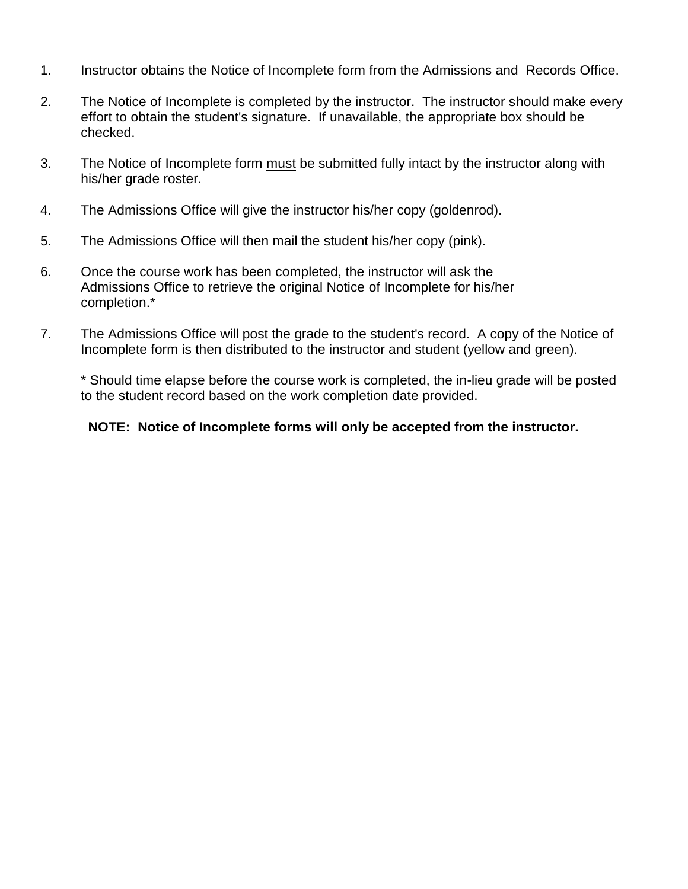1. Instructor obtains the Notice of Incomplete form from the Admissions and Records Office.

2. The Notice of Incomplete is completed by the instructor. The instructor should make every effort to obtain the student's signature. If unavailable, the appropriate box should be checked.

3. The Notice of Incomplete form <u>must</u> be submitted fully intact by the instructor along with his/her grade roster.

4. The Admissions Office will give the instructor his/her copy (goldenrod).

5. The Admissions Office will then mail the student his/her copy (pink).

6. Once the course work has been completed, the instructor will ask the Admissions Office to retrieve the original Notice of Incomplete for his/her completion.*

7. The Admissions Office will post the grade to the student's record. A copy of the Notice of Incomplete form is then distributed to the instructor and student (yellow and green).

   * Should time elapse before the course work is completed, the in-lieu grade will be posted to the student record based on the work completion date provided.

**NOTE: Notice of Incomplete forms will only be accepted from the instructor.**